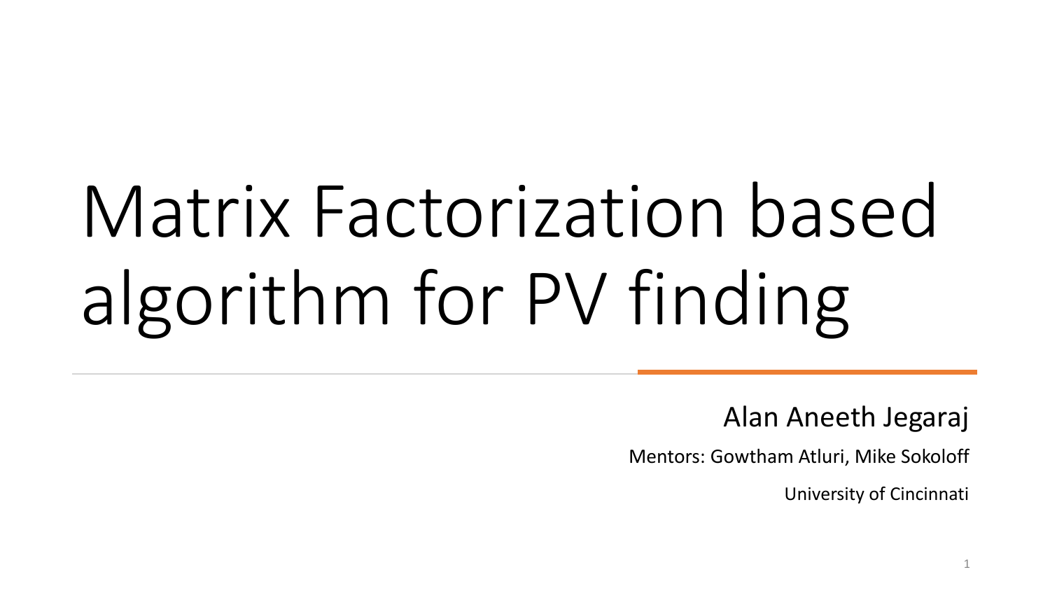# Matrix Factorization based algorithm for PV finding

Alan Aneeth Jegaraj

Mentors: Gowtham Atluri, Mike Sokoloff

University of Cincinnati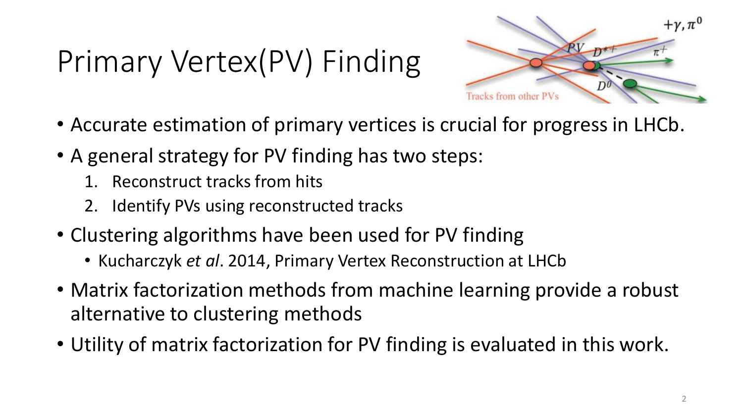# Primary Vertex(PV) Finding

- Accurate estimation of primary vertices is crucial for progress in LHCb.
- A general strategy for PV finding has two steps:
  1. Reconstruct tracks from hits
  2. Identify PVs using reconstructed tracks
- Clustering algorithms have been used for PV finding
  - Kucharczyk *et al*. 2014, Primary Vertex Reconstruction at LHCb
- Matrix factorization methods from machine learning provide a robust alternative to clustering methods
- Utility of matrix factorization for PV finding is evaluated in this work.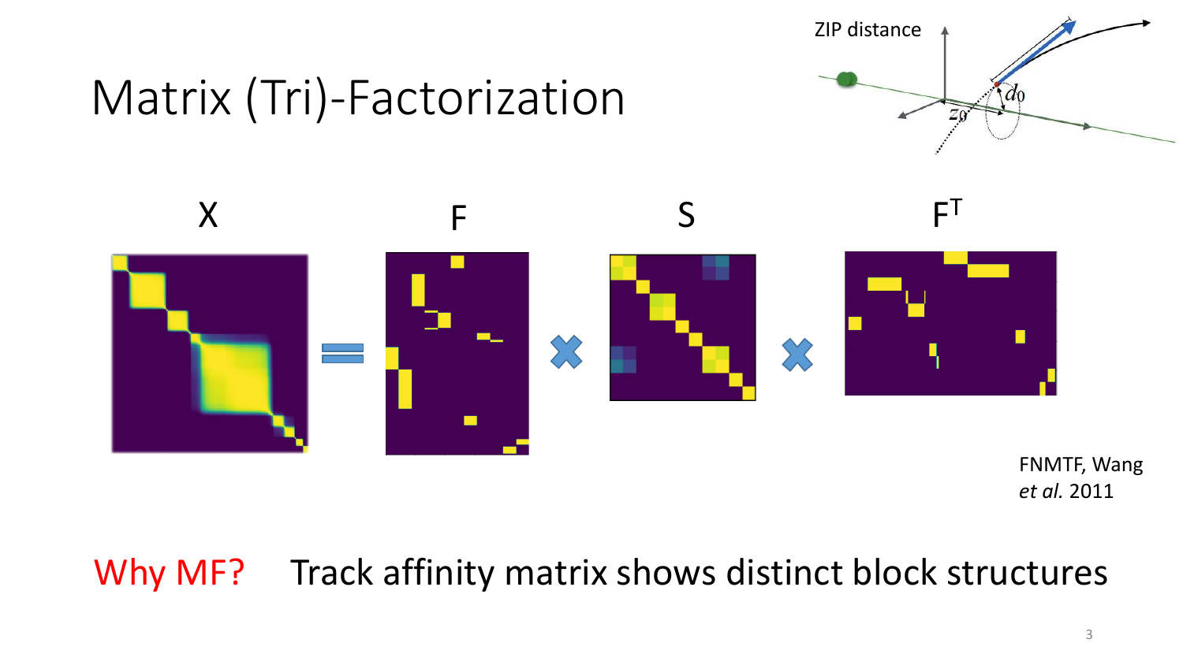# Matrix (Tri)-Factorization

ZIP distance

$d_0$

$z_0$

X = F × S × $F^T$

FNMTF, Wang *et al.* 2011

Why MF? Track affinity matrix shows distinct block structures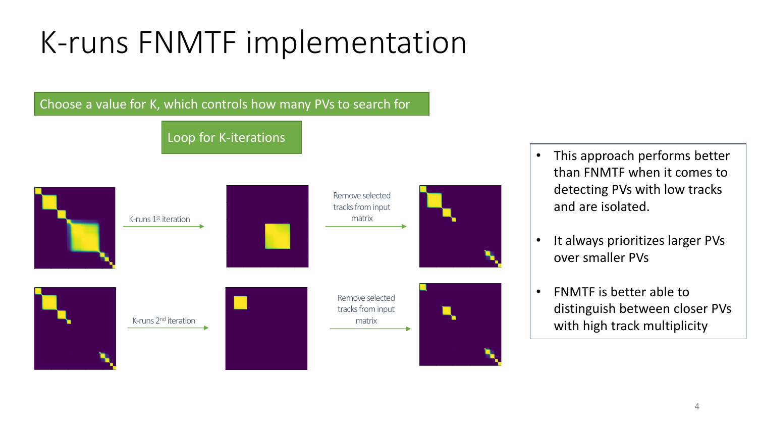# K-runs FNMTF implementation

Choose a value for K, which controls how many PVs to search for

Loop for K-iterations

K-runs 1st iteration

Remove selected tracks from input matrix

K-runs 2nd iteration

Remove selected tracks from input matrix

- This approach performs better than FNMTF when it comes to detecting PVs with low tracks and are isolated.
- It always prioritizes larger PVs over smaller PVs
- FNMTF is better able to distinguish between closer PVs with high track multiplicity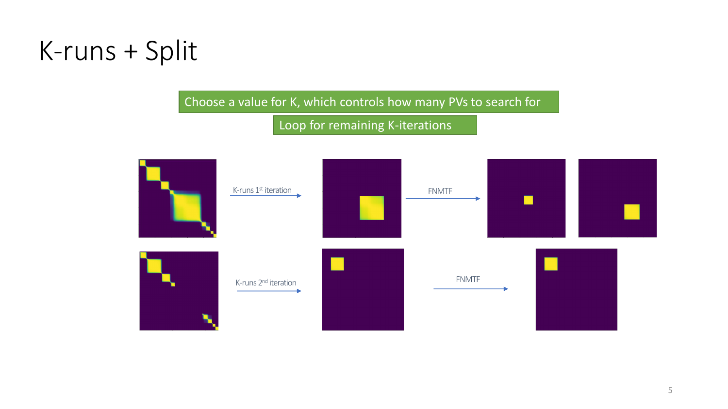# K-runs + Split

Choose a value for K, which controls how many PVs to search for

Loop for remaining K-iterations

K-runs 1st iteration

FNMTF

K-runs 2nd iteration

FNMTF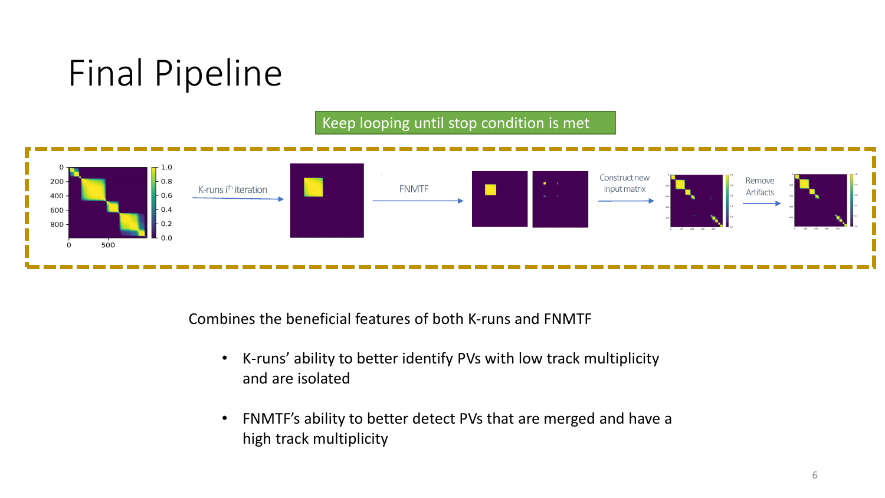# Final Pipeline

Keep looping until stop condition is met

K-runs $i^{th}$ iteration

FNMTF

Construct new input matrix

Remove Artifacts

Combines the beneficial features of both K-runs and FNMTF

- K-runs' ability to better identify PVs with low track multiplicity and are isolated
- FNMTF's ability to better detect PVs that are merged and have a high track multiplicity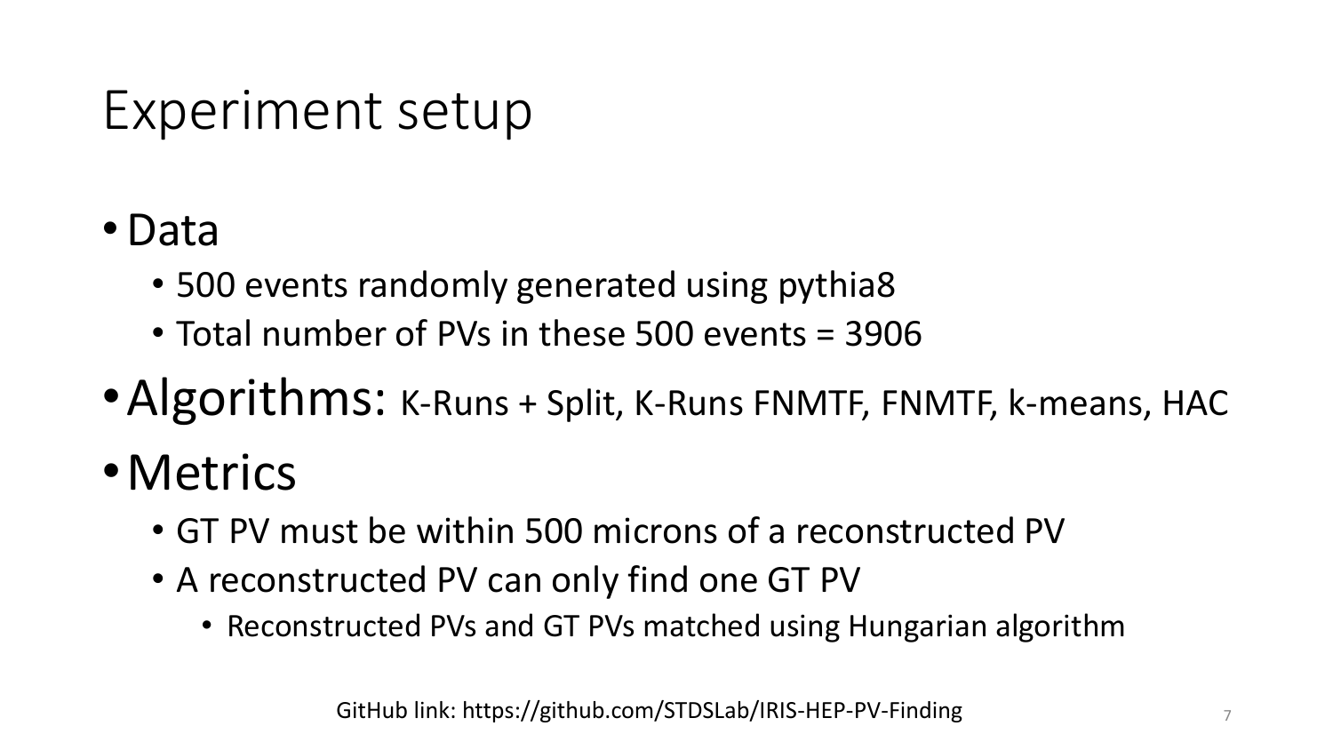# Experiment setup

- Data
  - 500 events randomly generated using pythia8
  - Total number of PVs in these 500 events = 3906
- Algorithms: K-Runs + Split, K-Runs FNMTF, FNMTF, k-means, HAC
- Metrics
  - GT PV must be within 500 microns of a reconstructed PV
  - A reconstructed PV can only find one GT PV
    - Reconstructed PVs and GT PVs matched using Hungarian algorithm

GitHub link: https://github.com/STDSLab/IRIS-HEP-PV-Finding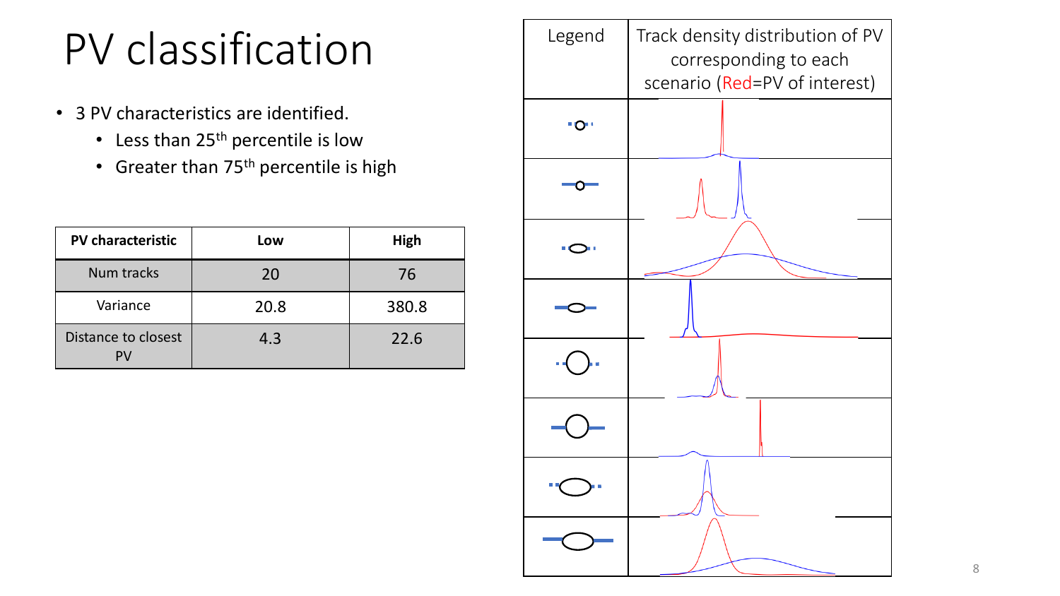# PV classification

- 3 PV characteristics are identified.
  - Less than 25[th] percentile is low
  - Greater than 75[th] percentile is high

| PV characteristic | Low | High |
|---|---|---|
| Num tracks | 20 | 76 |
| Variance | 20.8 | 380.8 |
| Distance to closest PV | 4.3 | 22.6 |

| Legend | Track density distribution of PV corresponding to each scenario (Red=PV of interest) |
|---|---|
| | |
| | |
| | |
| | |
| | |
| | |
| | |
| | |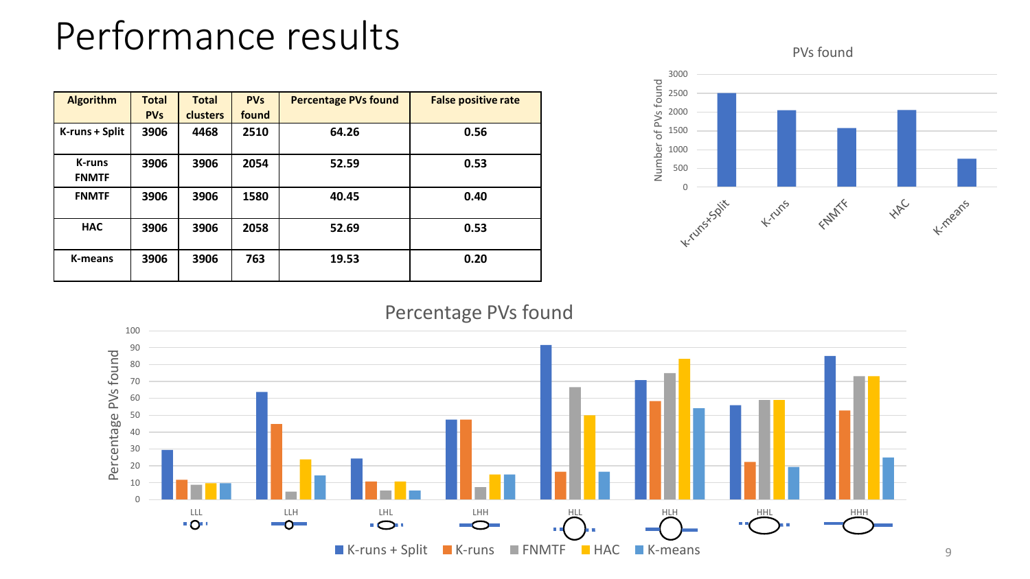# Performance results

| Algorithm | Total PVs | Total clusters | PVs found | Percentage PVs found | False positive rate |
|---|---|---|---|---|---|
| K-runs + Split | 3906 | 4468 | 2510 | 64.26 | 0.56 |
| K-runs FNMTF | 3906 | 3906 | 2054 | 52.59 | 0.53 |
| FNMTF | 3906 | 3906 | 1580 | 40.45 | 0.40 |
| HAC | 3906 | 3906 | 2058 | 52.69 | 0.53 |
| K-means | 3906 | 3906 | 763 | 19.53 | 0.20 |

PVs found

Number of PVs found: 0, 500, 1000, 1500, 2000, 2500, 3000

K-runs+Split, K-runs, FNMTF, HAC, K-means

Percentage PVs found

Percentage PVs found: 0, 10, 20, 30, 40, 50, 60, 70, 80, 90, 100

LLL, LLH, LHL, LHH, HLL, HLH, HHL, HHH

K-runs + Split, K-runs, FNMTF, HAC, K-means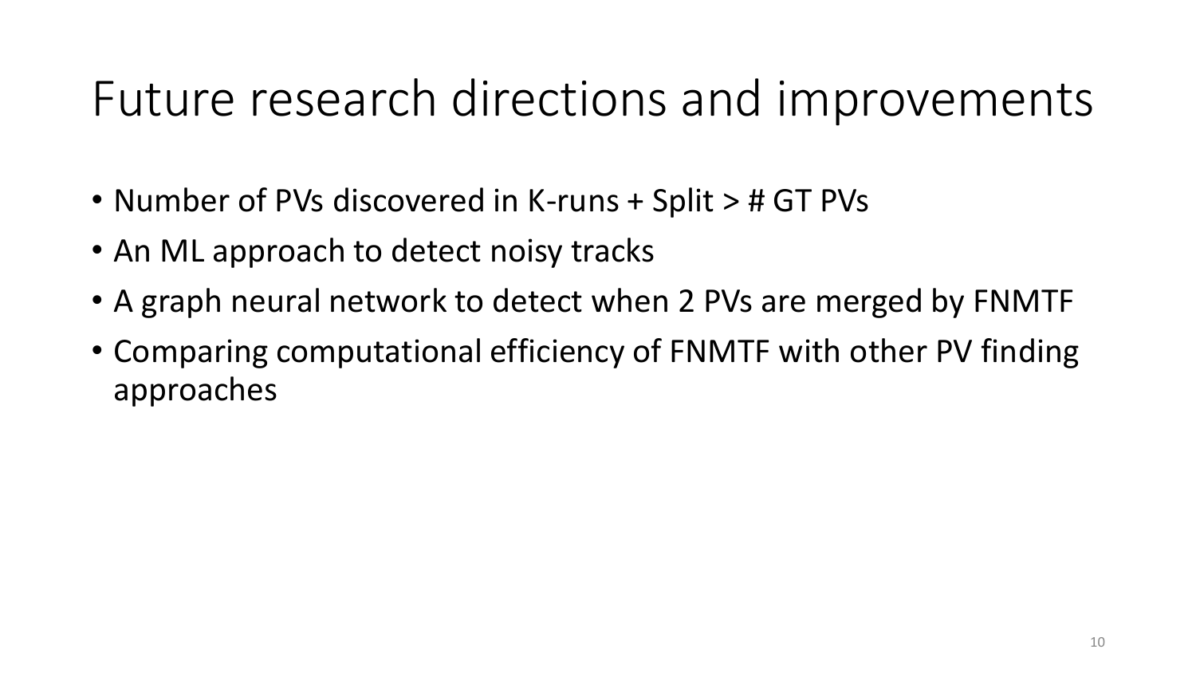# Future research directions and improvements

- Number of PVs discovered in K-runs + Split > # GT PVs
- An ML approach to detect noisy tracks
- A graph neural network to detect when 2 PVs are merged by FNMTF
- Comparing computational efficiency of FNMTF with other PV finding approaches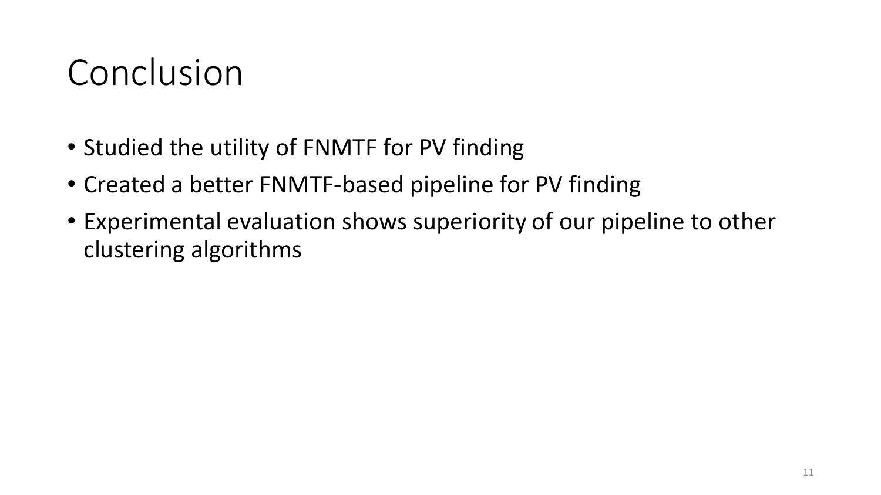# Conclusion

- Studied the utility of FNMTF for PV finding
- Created a better FNMTF-based pipeline for PV finding
- Experimental evaluation shows superiority of our pipeline to other clustering algorithms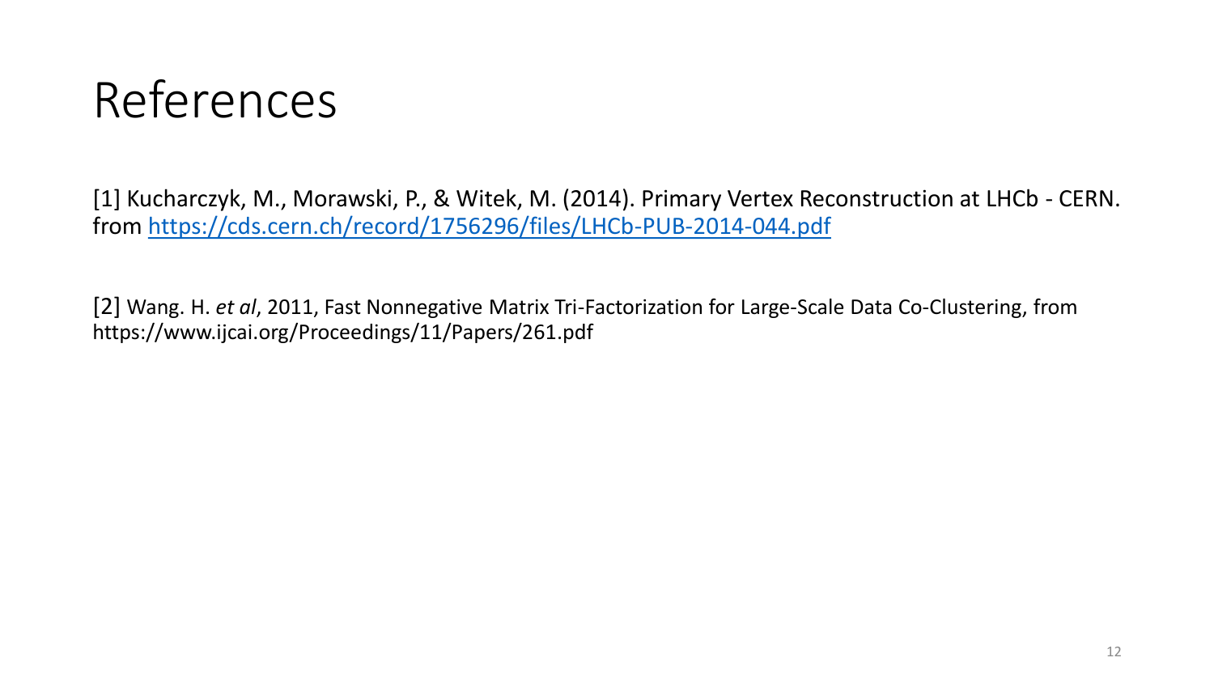# References

[1] Kucharczyk, M., Morawski, P., & Witek, M. (2014). Primary Vertex Reconstruction at LHCb - CERN. from https://cds.cern.ch/record/1756296/files/LHCb-PUB-2014-044.pdf

[2] Wang. H. *et al*, 2011, Fast Nonnegative Matrix Tri-Factorization for Large-Scale Data Co-Clustering, from https://www.ijcai.org/Proceedings/11/Papers/261.pdf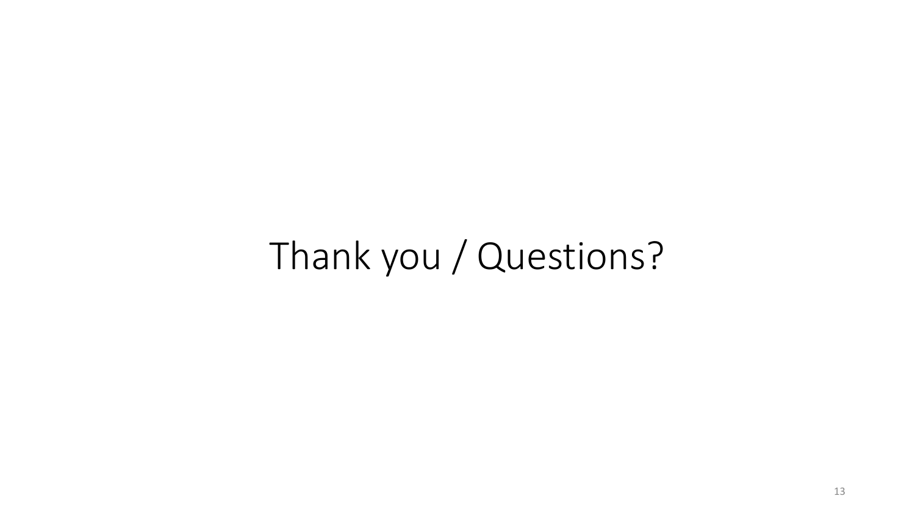# Thank you / Questions?